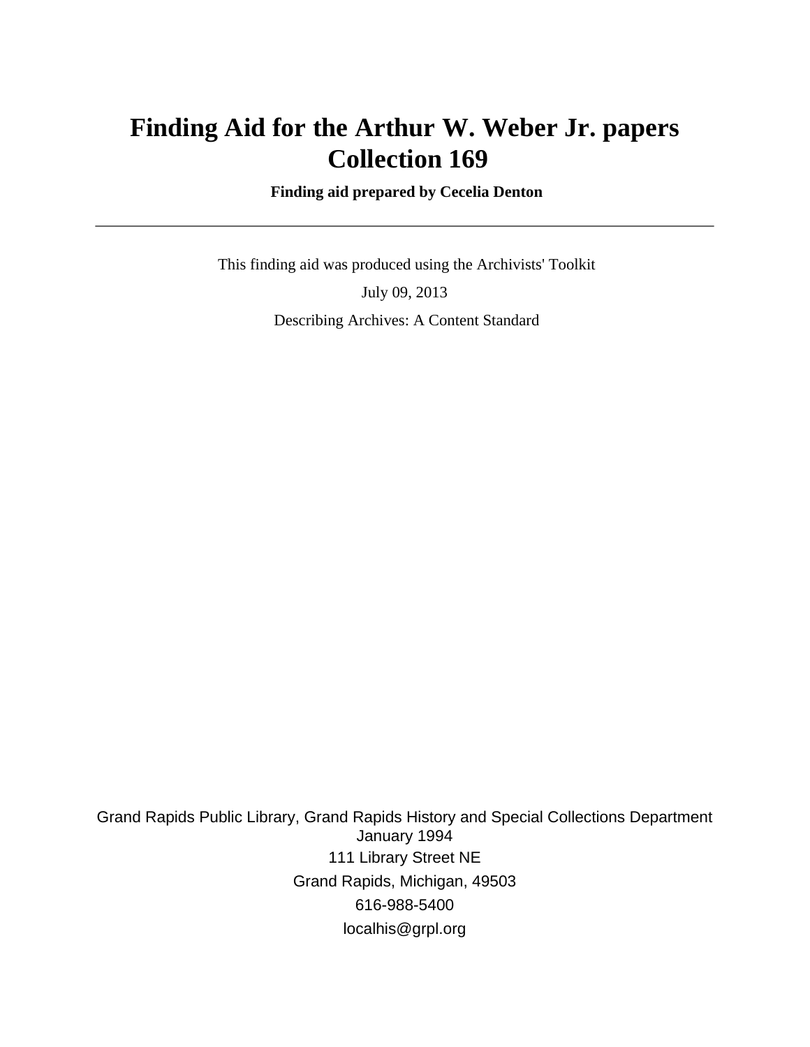# Finding Aid for the Arthur W. Weber Jr. papers Collection 169

**Finding aid prepared by Cecelia Denton**

---

This finding aid was produced using the Archivists' Toolkit

July 09, 2013

Describing Archives: A Content Standard

Grand Rapids Public Library, Grand Rapids History and Special Collections Department
January 1994

111 Library Street NE

Grand Rapids, Michigan, 49503

616-988-5400

localhis@grpl.org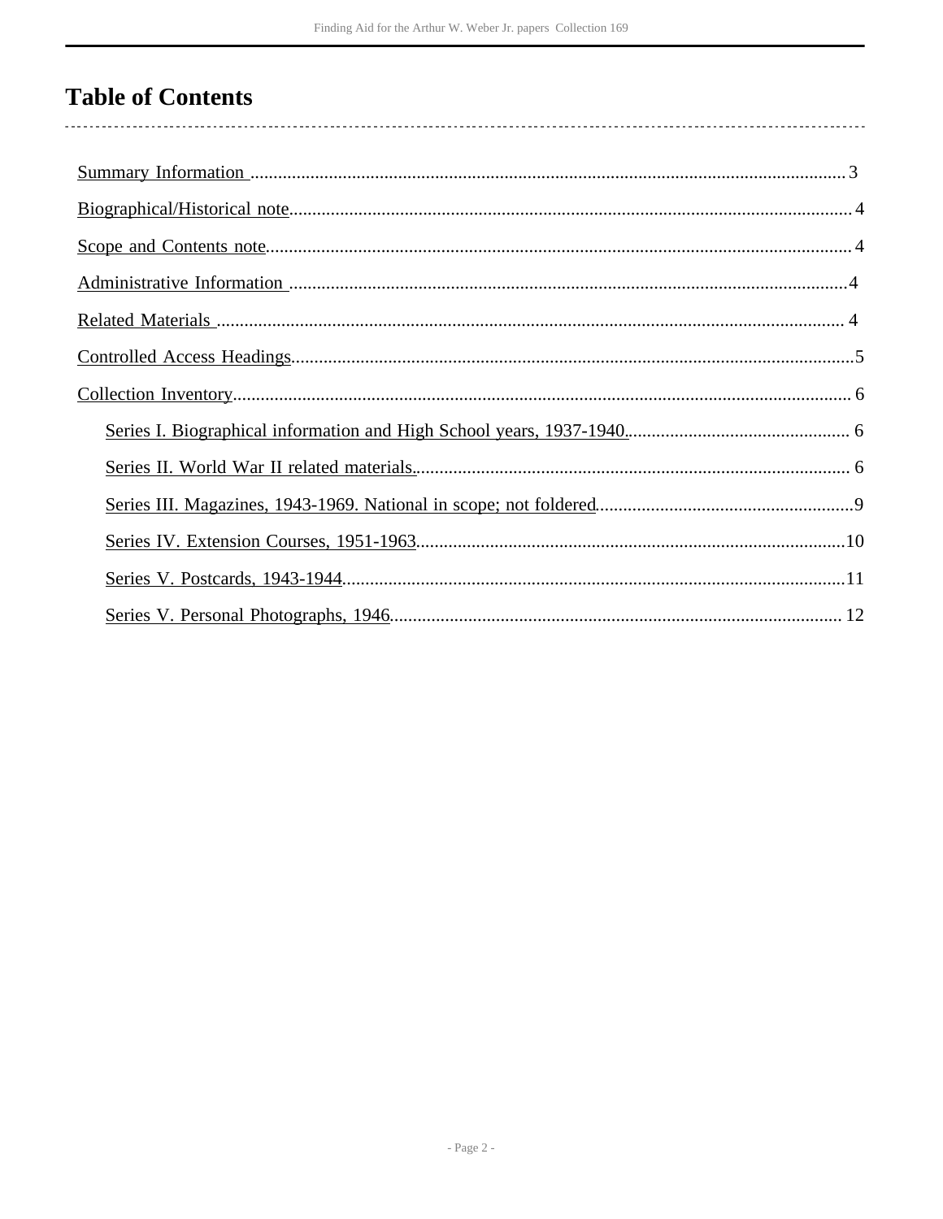# Table of Contents

- Summary Information ........ 3
- Biographical/Historical note ........ 4
- Scope and Contents note ........ 4
- Administrative Information ........ 4
- Related Materials ........ 4
- Controlled Access Headings ........ 5
- Collection Inventory ........ 6
  - Series I. Biographical information and High School years, 1937-1940. ........ 6
  - Series II. World War II related materials. ........ 6
  - Series III. Magazines, 1943-1969. National in scope; not foldered ........ 9
  - Series IV. Extension Courses, 1951-1963 ........ 10
  - Series V. Postcards, 1943-1944 ........ 11
  - Series V. Personal Photographs, 1946 ........ 12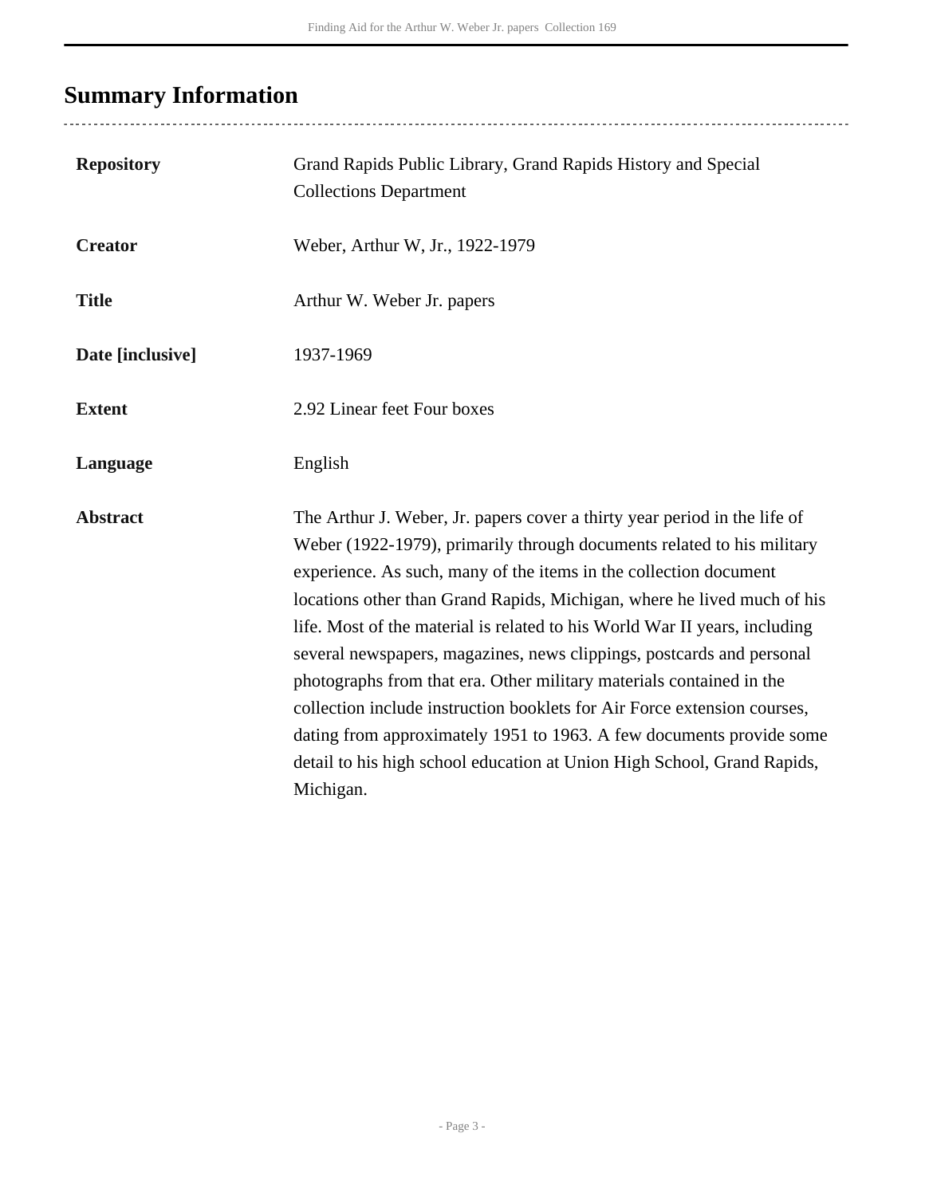## Summary Information

| | |
|---|---|
| **Repository** | Grand Rapids Public Library, Grand Rapids History and Special Collections Department |
| **Creator** | Weber, Arthur W, Jr., 1922-1979 |
| **Title** | Arthur W. Weber Jr. papers |
| **Date [inclusive]** | 1937-1969 |
| **Extent** | 2.92 Linear feet Four boxes |
| **Language** | English |
| **Abstract** | The Arthur J. Weber, Jr. papers cover a thirty year period in the life of Weber (1922-1979), primarily through documents related to his military experience. As such, many of the items in the collection document locations other than Grand Rapids, Michigan, where he lived much of his life. Most of the material is related to his World War II years, including several newspapers, magazines, news clippings, postcards and personal photographs from that era. Other military materials contained in the collection include instruction booklets for Air Force extension courses, dating from approximately 1951 to 1963. A few documents provide some detail to his high school education at Union High School, Grand Rapids, Michigan. |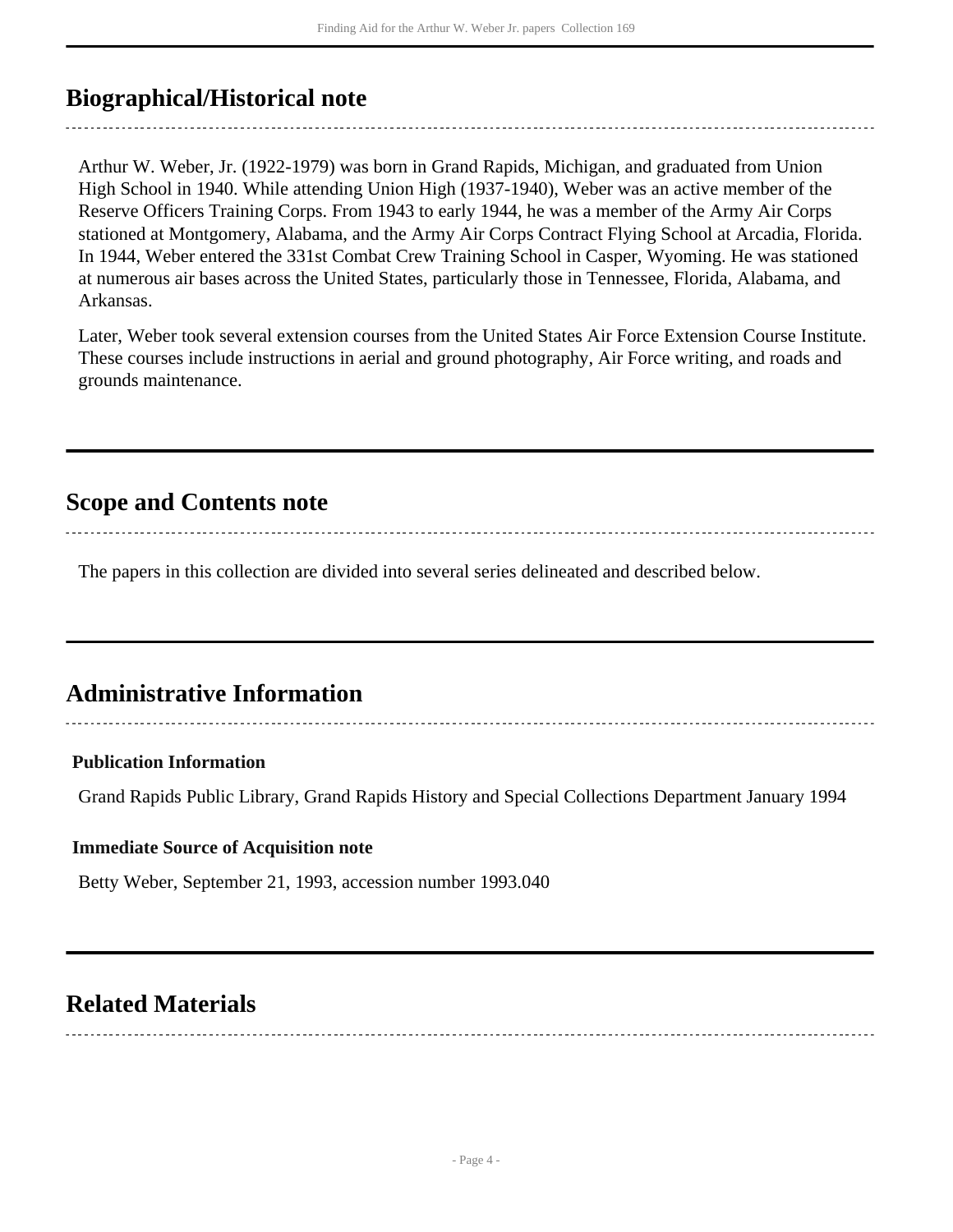## Biographical/Historical note

Arthur W. Weber, Jr. (1922-1979) was born in Grand Rapids, Michigan, and graduated from Union High School in 1940. While attending Union High (1937-1940), Weber was an active member of the Reserve Officers Training Corps. From 1943 to early 1944, he was a member of the Army Air Corps stationed at Montgomery, Alabama, and the Army Air Corps Contract Flying School at Arcadia, Florida. In 1944, Weber entered the 331st Combat Crew Training School in Casper, Wyoming. He was stationed at numerous air bases across the United States, particularly those in Tennessee, Florida, Alabama, and Arkansas.

Later, Weber took several extension courses from the United States Air Force Extension Course Institute. These courses include instructions in aerial and ground photography, Air Force writing, and roads and grounds maintenance.

## Scope and Contents note

The papers in this collection are divided into several series delineated and described below.

## Administrative Information

### Publication Information

Grand Rapids Public Library, Grand Rapids History and Special Collections Department January 1994

### Immediate Source of Acquisition note

Betty Weber, September 21, 1993, accession number 1993.040

## Related Materials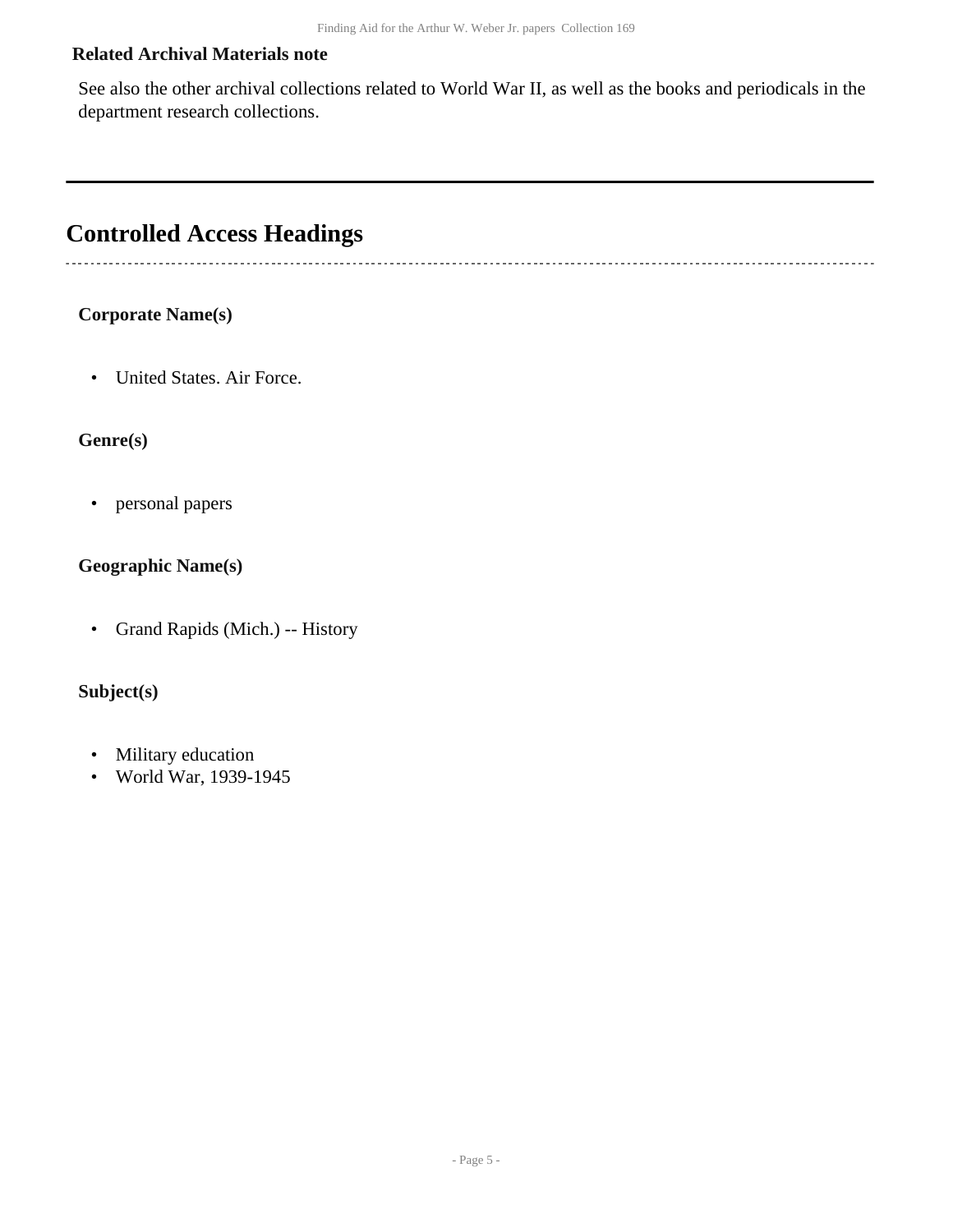**Related Archival Materials note**

See also the other archival collections related to World War II, as well as the books and periodicals in the department research collections.

## Controlled Access Headings

**Corporate Name(s)**

- United States. Air Force.

**Genre(s)**

- personal papers

**Geographic Name(s)**

- Grand Rapids (Mich.) -- History

**Subject(s)**

- Military education
- World War, 1939-1945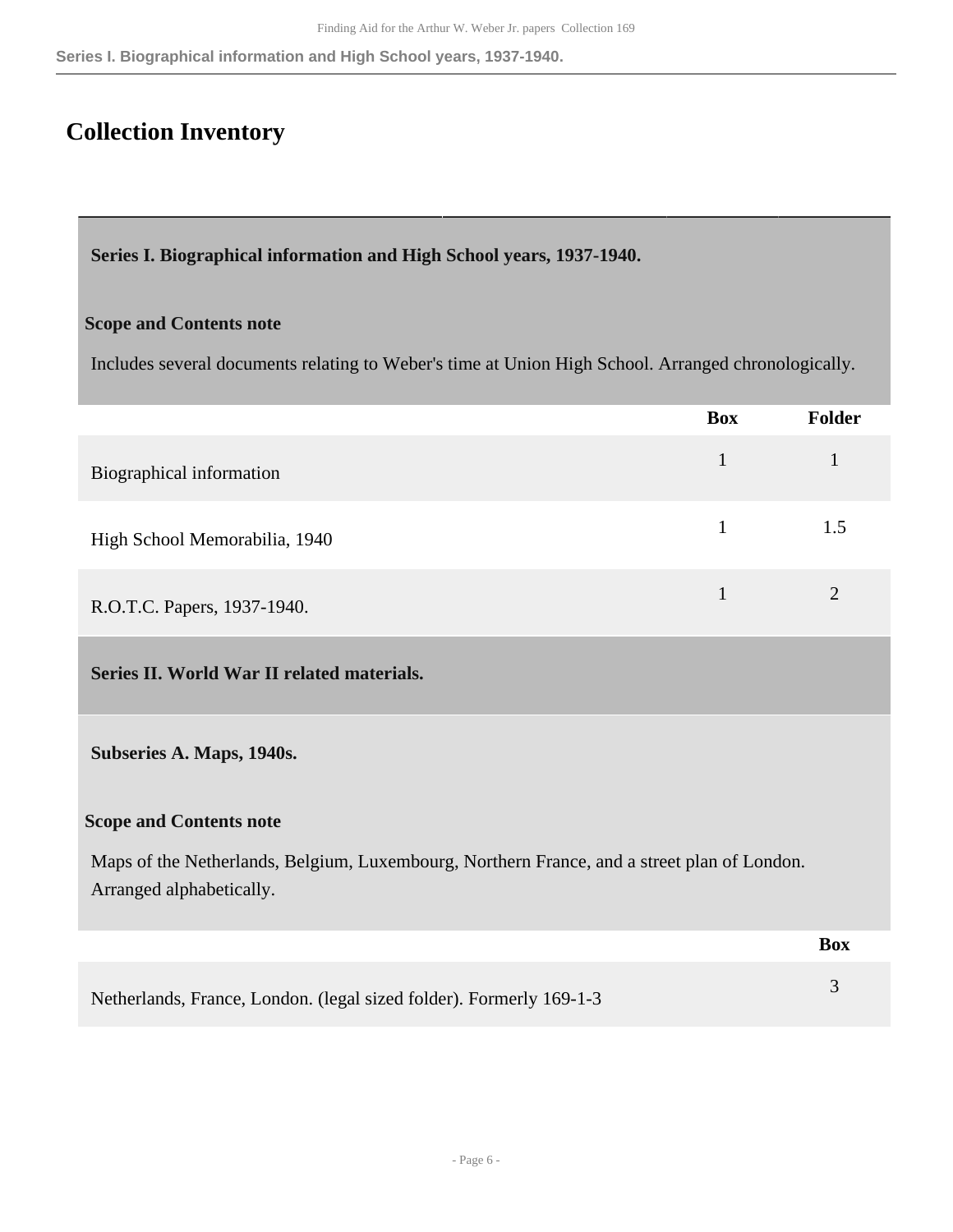## Collection Inventory

### Series I. Biographical information and High School years, 1937-1940.

**Scope and Contents note**

Includes several documents relating to Weber's time at Union High School. Arranged chronologically.

| | Box | Folder |
|---|---|---|
| Biographical information | 1 | 1 |
| High School Memorabilia, 1940 | 1 | 1.5 |
| R.O.T.C. Papers, 1937-1940. | 1 | 2 |

### Series II. World War II related materials.

#### Subseries A. Maps, 1940s.

**Scope and Contents note**

Maps of the Netherlands, Belgium, Luxembourg, Northern France, and a street plan of London. Arranged alphabetically.

| | Box |
|---|---|
| Netherlands, France, London. (legal sized folder). Formerly 169-1-3 | 3 |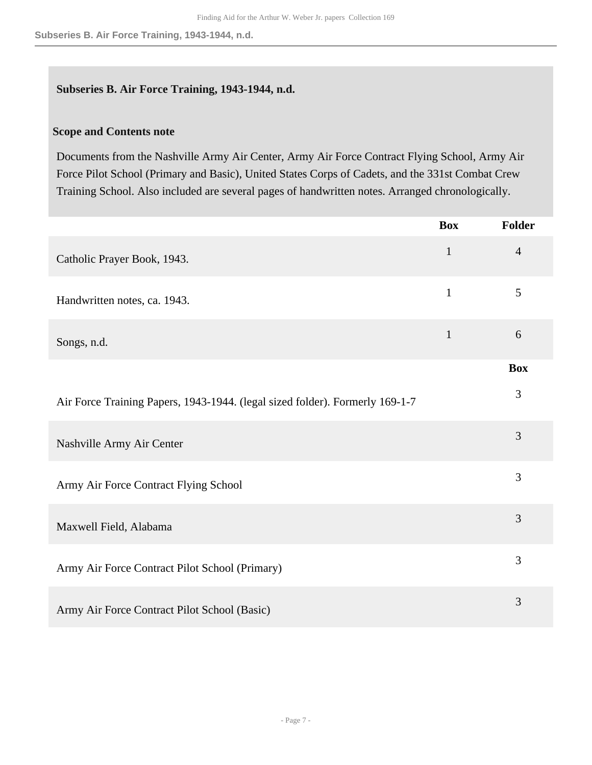## Subseries B. Air Force Training, 1943-1944, n.d.

### Scope and Contents note

Documents from the Nashville Army Air Center, Army Air Force Contract Flying School, Army Air Force Pilot School (Primary and Basic), United States Corps of Cadets, and the 331st Combat Crew Training School. Also included are several pages of handwritten notes. Arranged chronologically.

| | Box | Folder |
|---|---|---|
| Catholic Prayer Book, 1943. | 1 | 4 |
| Handwritten notes, ca. 1943. | 1 | 5 |
| Songs, n.d. | 1 | 6 |

| | Box |
|---|---|
| Air Force Training Papers, 1943-1944. (legal sized folder). Formerly 169-1-7 | 3 |
| Nashville Army Air Center | 3 |
| Army Air Force Contract Flying School | 3 |
| Maxwell Field, Alabama | 3 |
| Army Air Force Contract Pilot School (Primary) | 3 |
| Army Air Force Contract Pilot School (Basic) | 3 |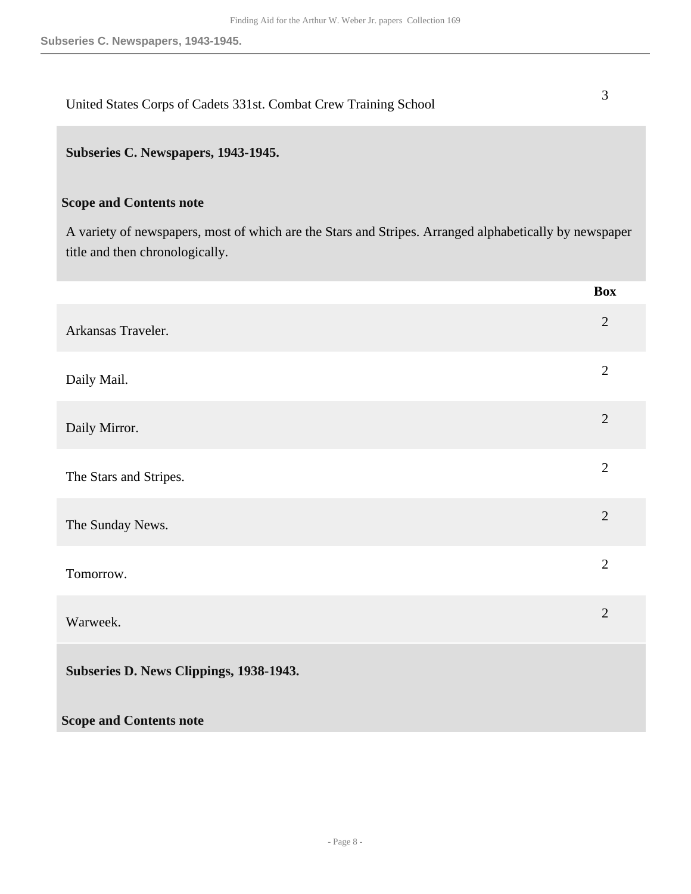| | |
|---|---|
| United States Corps of Cadets 331st. Combat Crew Training School | 3 |

### Subseries C. Newspapers, 1943-1945.

**Scope and Contents note**

A variety of newspapers, most of which are the Stars and Stripes. Arranged alphabetically by newspaper title and then chronologically.

| | Box |
|---|---|
| Arkansas Traveler. | 2 |
| Daily Mail. | 2 |
| Daily Mirror. | 2 |
| The Stars and Stripes. | 2 |
| The Sunday News. | 2 |
| Tomorrow. | 2 |
| Warweek. | 2 |

### Subseries D. News Clippings, 1938-1943.

**Scope and Contents note**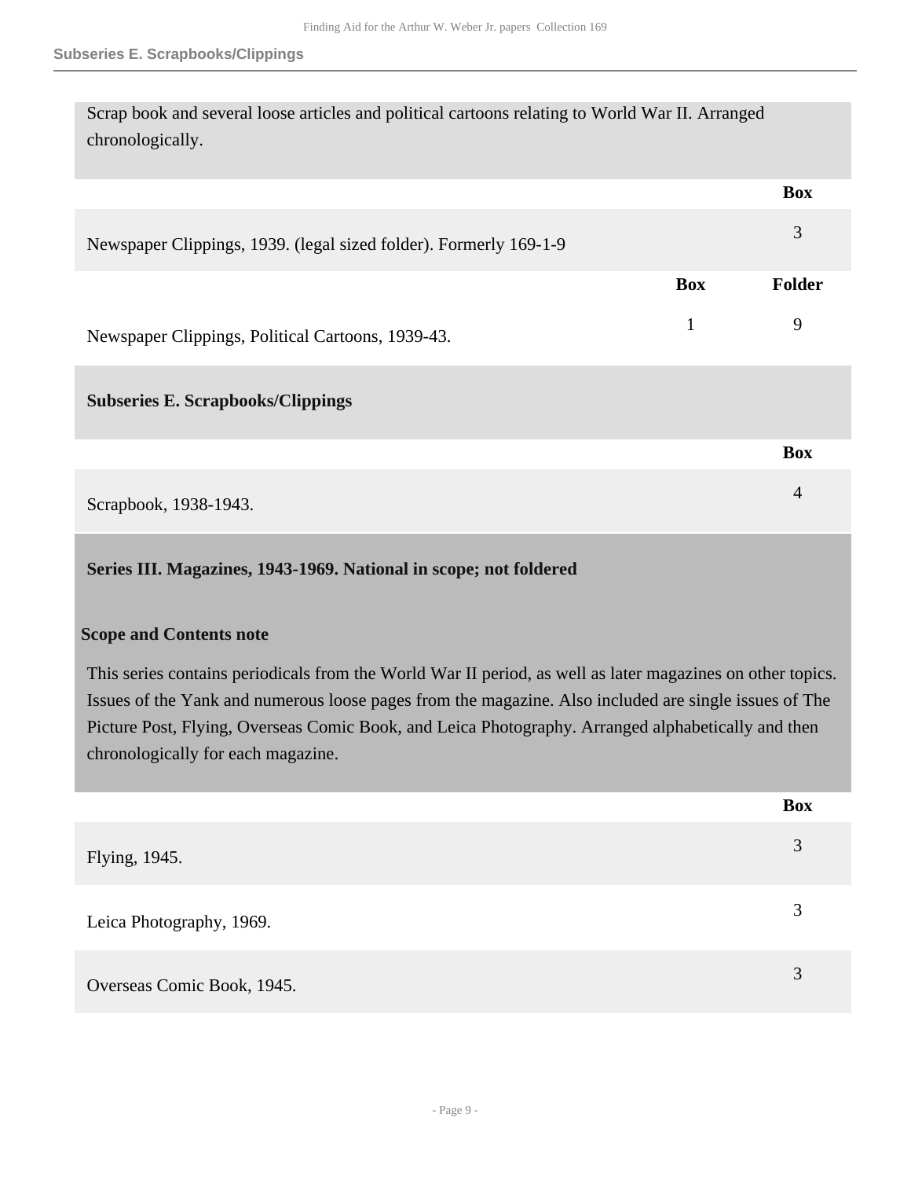Scrap book and several loose articles and political cartoons relating to World War II. Arranged chronologically.

| | | Box |
|---|---|---|
| Newspaper Clippings, 1939. (legal sized folder). Formerly 169-1-9 | | 3 |

| | Box | Folder |
|---|---|---|
| Newspaper Clippings, Political Cartoons, 1939-43. | 1 | 9 |

**Subseries E. Scrapbooks/Clippings**

| | Box |
|---|---|
| Scrapbook, 1938-1943. | 4 |

## Series III. Magazines, 1943-1969. National in scope; not foldered

**Scope and Contents note**

This series contains periodicals from the World War II period, as well as later magazines on other topics. Issues of the Yank and numerous loose pages from the magazine. Also included are single issues of The Picture Post, Flying, Overseas Comic Book, and Leica Photography. Arranged alphabetically and then chronologically for each magazine.

| | Box |
|---|---|
| Flying, 1945. | 3 |
| Leica Photography, 1969. | 3 |
| Overseas Comic Book, 1945. | 3 |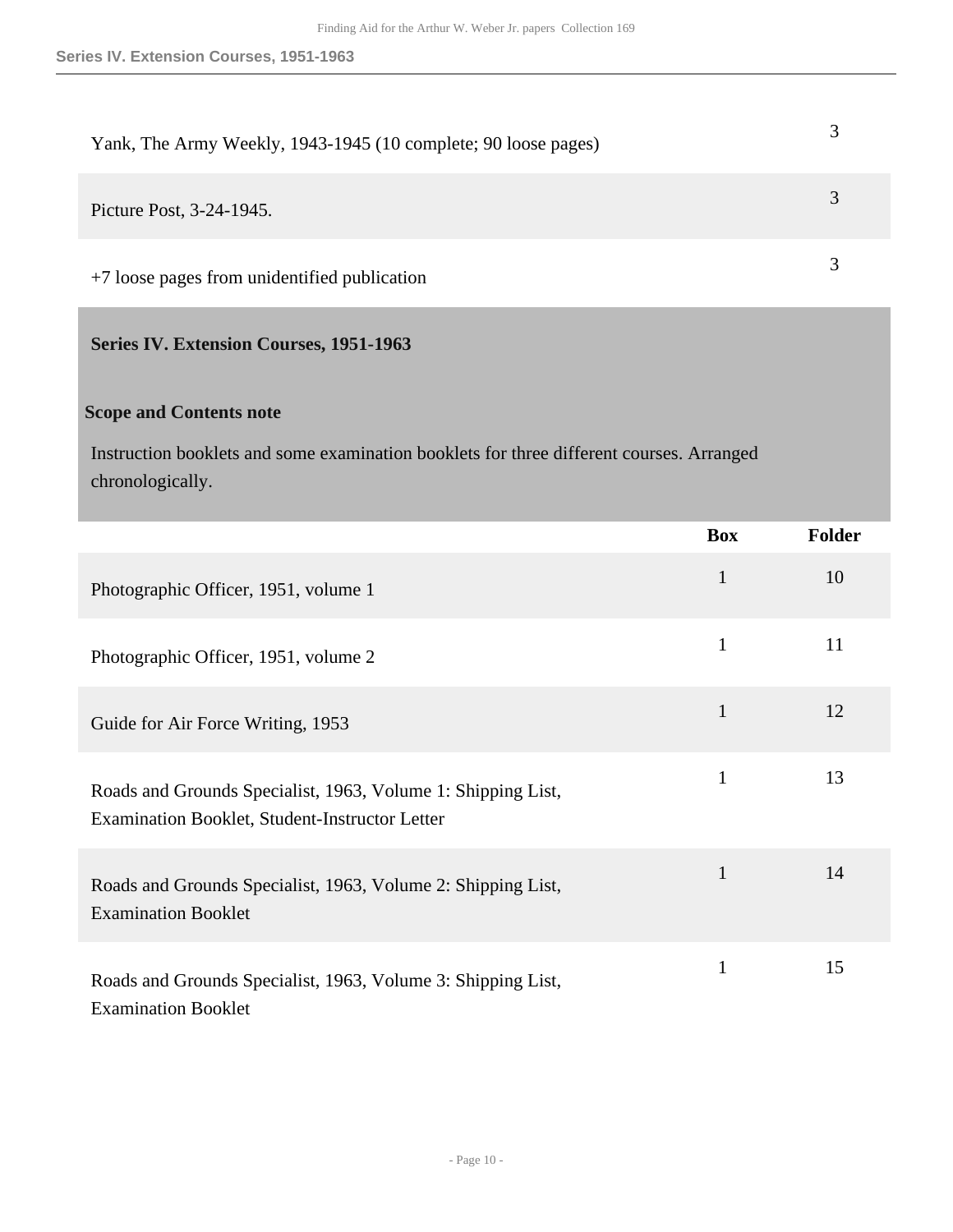| | |
|---|---|
| Yank, The Army Weekly, 1943-1945 (10 complete; 90 loose pages) | 3 |
| Picture Post, 3-24-1945. | 3 |
| +7 loose pages from unidentified publication | 3 |

## Series IV. Extension Courses, 1951-1963

### Scope and Contents note

Instruction booklets and some examination booklets for three different courses. Arranged chronologically.

| | Box | Folder |
|---|---|---|
| Photographic Officer, 1951, volume 1 | 1 | 10 |
| Photographic Officer, 1951, volume 2 | 1 | 11 |
| Guide for Air Force Writing, 1953 | 1 | 12 |
| Roads and Grounds Specialist, 1963, Volume 1: Shipping List, Examination Booklet, Student-Instructor Letter | 1 | 13 |
| Roads and Grounds Specialist, 1963, Volume 2: Shipping List, Examination Booklet | 1 | 14 |
| Roads and Grounds Specialist, 1963, Volume 3: Shipping List, Examination Booklet | 1 | 15 |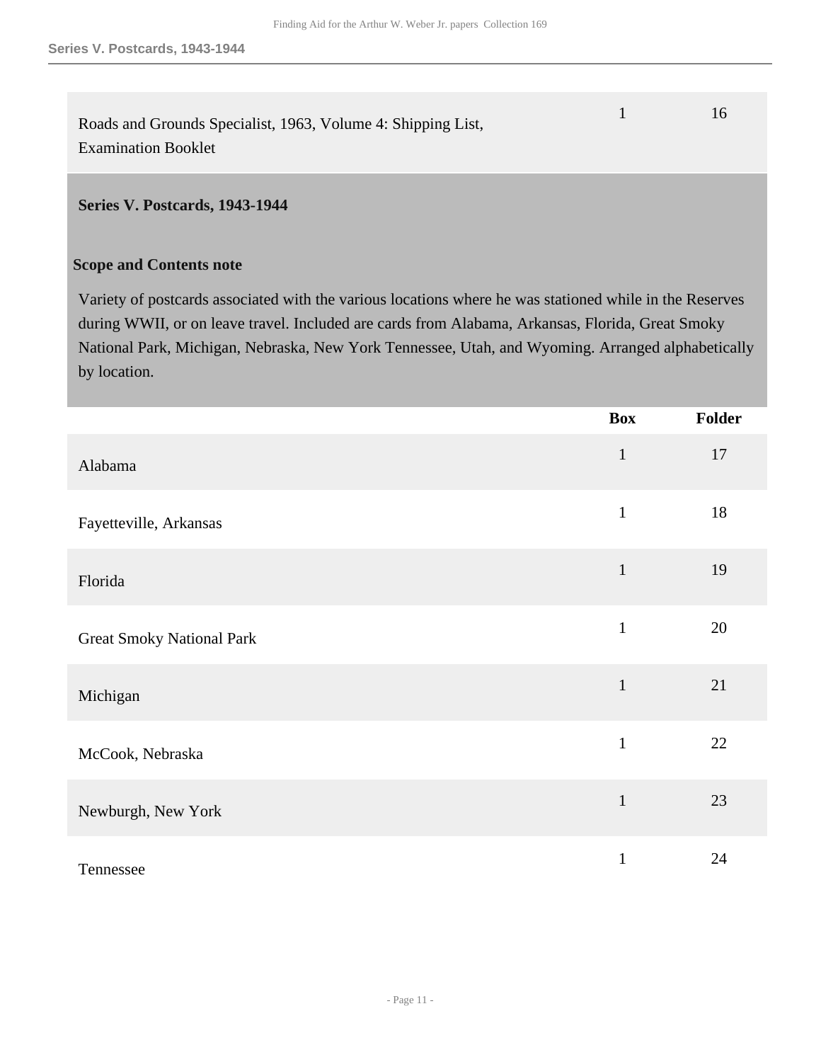| | Box | Folder |
|---|---|---|
| Roads and Grounds Specialist, 1963, Volume 4: Shipping List, Examination Booklet | 1 | 16 |

## Series V. Postcards, 1943-1944

### Scope and Contents note

Variety of postcards associated with the various locations where he was stationed while in the Reserves during WWII, or on leave travel. Included are cards from Alabama, Arkansas, Florida, Great Smoky National Park, Michigan, Nebraska, New York Tennessee, Utah, and Wyoming. Arranged alphabetically by location.

| | Box | Folder |
|---|---|---|
| Alabama | 1 | 17 |
| Fayetteville, Arkansas | 1 | 18 |
| Florida | 1 | 19 |
| Great Smoky National Park | 1 | 20 |
| Michigan | 1 | 21 |
| McCook, Nebraska | 1 | 22 |
| Newburgh, New York | 1 | 23 |
| Tennessee | 1 | 24 |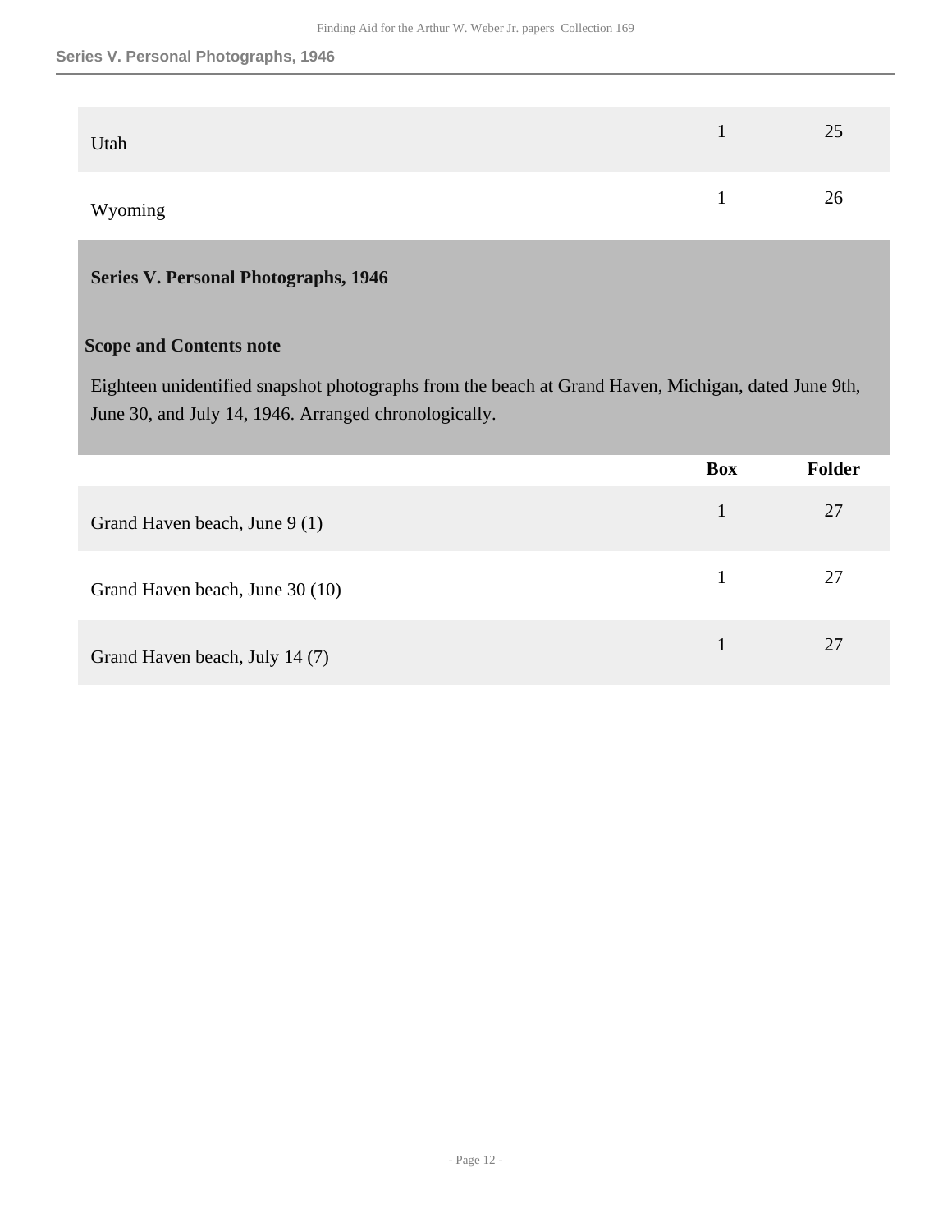| | Box | Folder |
|---|---|---|
| Utah | 1 | 25 |
| Wyoming | 1 | 26 |

## Series V. Personal Photographs, 1946

### Scope and Contents note

Eighteen unidentified snapshot photographs from the beach at Grand Haven, Michigan, dated June 9th, June 30, and July 14, 1946. Arranged chronologically.

| | Box | Folder |
|---|---|---|
| Grand Haven beach, June 9 (1) | 1 | 27 |
| Grand Haven beach, June 30 (10) | 1 | 27 |
| Grand Haven beach, July 14 (7) | 1 | 27 |